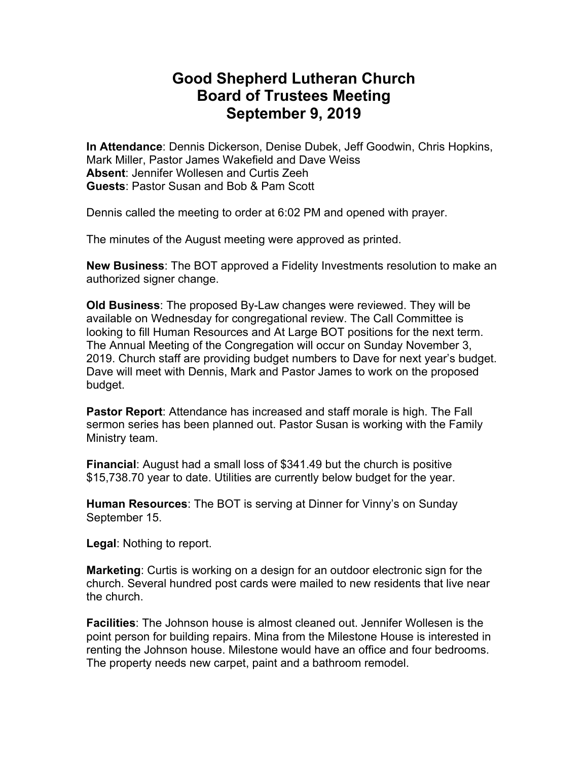# Good Shepherd Lutheran Church
# Board of Trustees Meeting
# September 9, 2019

**In Attendance**: Dennis Dickerson, Denise Dubek, Jeff Goodwin, Chris Hopkins, Mark Miller, Pastor James Wakefield and Dave Weiss
**Absent**: Jennifer Wollesen and Curtis Zeeh
**Guests**: Pastor Susan and Bob & Pam Scott

Dennis called the meeting to order at 6:02 PM and opened with prayer.

The minutes of the August meeting were approved as printed.

**New Business**: The BOT approved a Fidelity Investments resolution to make an authorized signer change.

**Old Business**: The proposed By-Law changes were reviewed. They will be available on Wednesday for congregational review. The Call Committee is looking to fill Human Resources and At Large BOT positions for the next term. The Annual Meeting of the Congregation will occur on Sunday November 3, 2019. Church staff are providing budget numbers to Dave for next year's budget. Dave will meet with Dennis, Mark and Pastor James to work on the proposed budget.

**Pastor Report**: Attendance has increased and staff morale is high. The Fall sermon series has been planned out. Pastor Susan is working with the Family Ministry team.

**Financial**: August had a small loss of $341.49 but the church is positive $15,738.70 year to date. Utilities are currently below budget for the year.

**Human Resources**: The BOT is serving at Dinner for Vinny's on Sunday September 15.

**Legal**: Nothing to report.

**Marketing**: Curtis is working on a design for an outdoor electronic sign for the church. Several hundred post cards were mailed to new residents that live near the church.

**Facilities**: The Johnson house is almost cleaned out. Jennifer Wollesen is the point person for building repairs. Mina from the Milestone House is interested in renting the Johnson house. Milestone would have an office and four bedrooms. The property needs new carpet, paint and a bathroom remodel.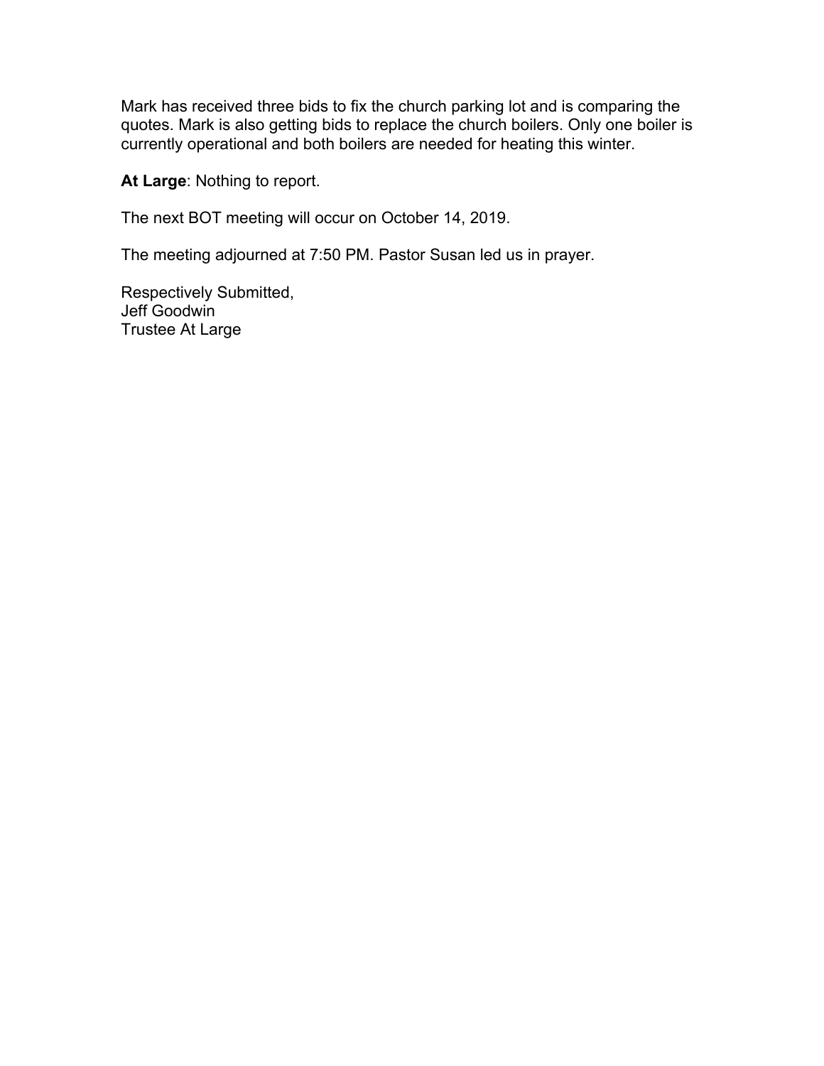Mark has received three bids to fix the church parking lot and is comparing the quotes. Mark is also getting bids to replace the church boilers. Only one boiler is currently operational and both boilers are needed for heating this winter.

**At Large**: Nothing to report.

The next BOT meeting will occur on October 14, 2019.

The meeting adjourned at 7:50 PM. Pastor Susan led us in prayer.

Respectively Submitted,
Jeff Goodwin
Trustee At Large